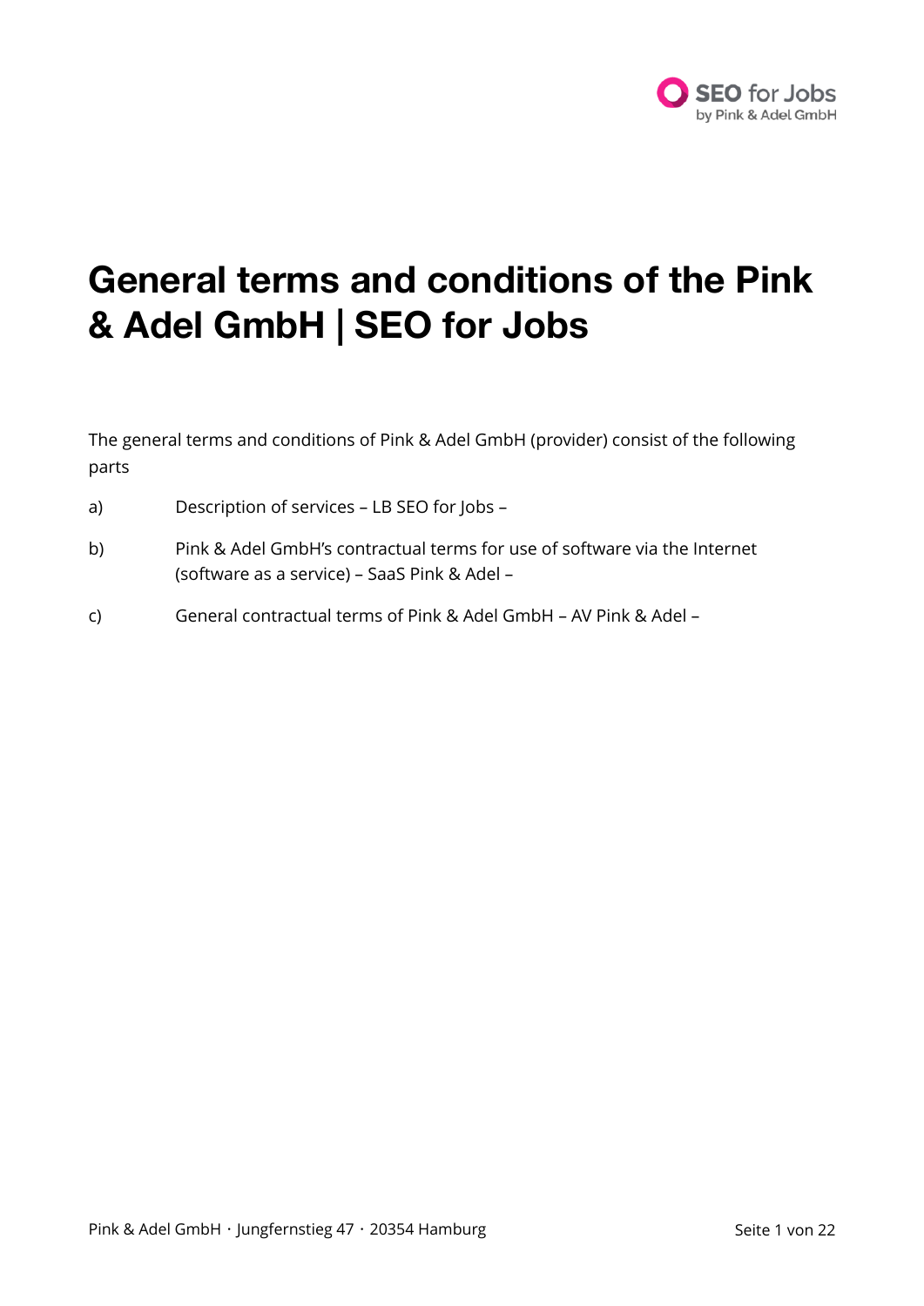# General terms and conditions of the Pink & Adel GmbH | SEO for Jobs

The general terms and conditions of Pink & Adel GmbH (provider) consist of the following parts

a) Description of services – LB SEO for Jobs –

b) Pink & Adel GmbH's contractual terms for use of software via the Internet (software as a service) – SaaS Pink & Adel –

c) General contractual terms of Pink & Adel GmbH – AV Pink & Adel –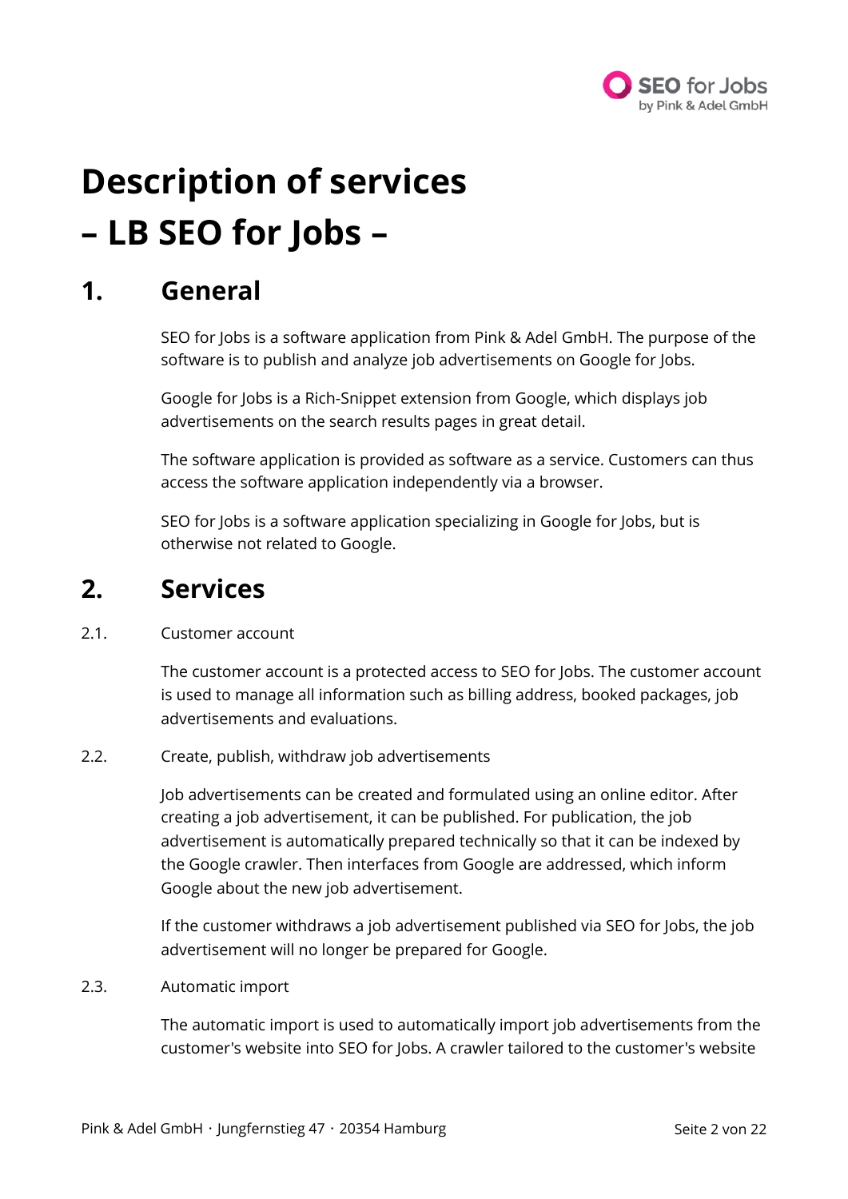# Description of services
# – LB SEO for Jobs –

## 1. General

SEO for Jobs is a software application from Pink & Adel GmbH. The purpose of the software is to publish and analyze job advertisements on Google for Jobs.

Google for Jobs is a Rich-Snippet extension from Google, which displays job advertisements on the search results pages in great detail.

The software application is provided as software as a service. Customers can thus access the software application independently via a browser.

SEO for Jobs is a software application specializing in Google for Jobs, but is otherwise not related to Google.

## 2. Services

2.1. Customer account

The customer account is a protected access to SEO for Jobs. The customer account is used to manage all information such as billing address, booked packages, job advertisements and evaluations.

2.2. Create, publish, withdraw job advertisements

Job advertisements can be created and formulated using an online editor. After creating a job advertisement, it can be published. For publication, the job advertisement is automatically prepared technically so that it can be indexed by the Google crawler. Then interfaces from Google are addressed, which inform Google about the new job advertisement.

If the customer withdraws a job advertisement published via SEO for Jobs, the job advertisement will no longer be prepared for Google.

2.3. Automatic import

The automatic import is used to automatically import job advertisements from the customer's website into SEO for Jobs. A crawler tailored to the customer's website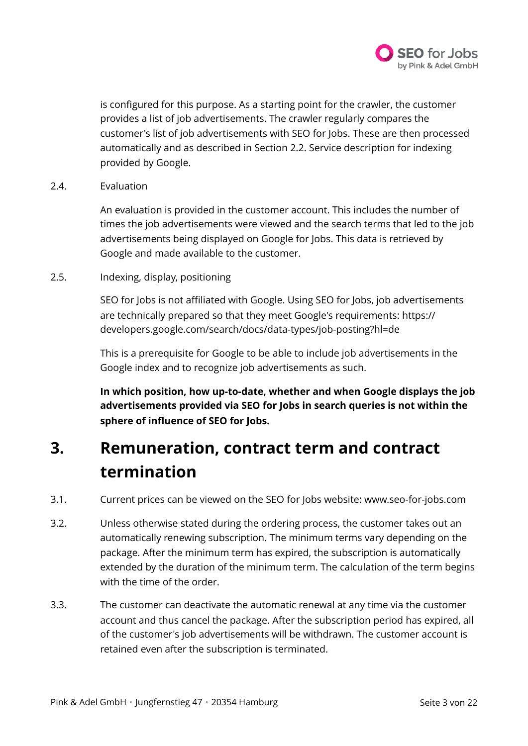is configured for this purpose. As a starting point for the crawler, the customer provides a list of job advertisements. The crawler regularly compares the customer's list of job advertisements with SEO for Jobs. These are then processed automatically and as described in Section 2.2. Service description for indexing provided by Google.

2.4. Evaluation

An evaluation is provided in the customer account. This includes the number of times the job advertisements were viewed and the search terms that led to the job advertisements being displayed on Google for Jobs. This data is retrieved by Google and made available to the customer.

2.5. Indexing, display, positioning

SEO for Jobs is not affiliated with Google. Using SEO for Jobs, job advertisements are technically prepared so that they meet Google's requirements: https://developers.google.com/search/docs/data-types/job-posting?hl=de

This is a prerequisite for Google to be able to include job advertisements in the Google index and to recognize job advertisements as such.

**In which position, how up-to-date, whether and when Google displays the job advertisements provided via SEO for Jobs in search queries is not within the sphere of influence of SEO for Jobs.**

# 3. Remuneration, contract term and contract termination

3.1. Current prices can be viewed on the SEO for Jobs website: www.seo-for-jobs.com

3.2. Unless otherwise stated during the ordering process, the customer takes out an automatically renewing subscription. The minimum terms vary depending on the package. After the minimum term has expired, the subscription is automatically extended by the duration of the minimum term. The calculation of the term begins with the time of the order.

3.3. The customer can deactivate the automatic renewal at any time via the customer account and thus cancel the package. After the subscription period has expired, all of the customer's job advertisements will be withdrawn. The customer account is retained even after the subscription is terminated.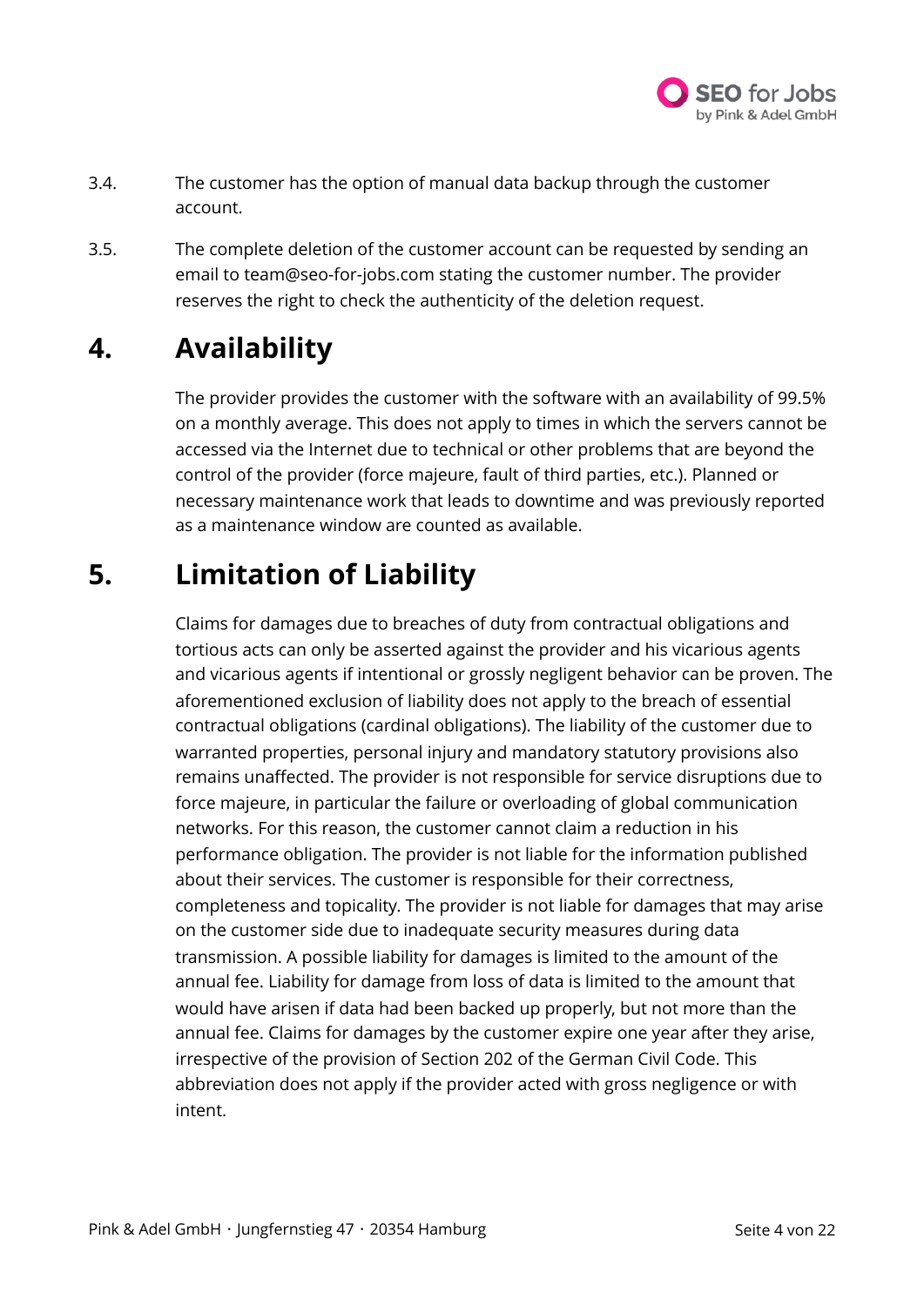3.4. The customer has the option of manual data backup through the customer account.

3.5. The complete deletion of the customer account can be requested by sending an email to team@seo-for-jobs.com stating the customer number. The provider reserves the right to check the authenticity of the deletion request.

# 4. Availability

The provider provides the customer with the software with an availability of 99.5% on a monthly average. This does not apply to times in which the servers cannot be accessed via the Internet due to technical or other problems that are beyond the control of the provider (force majeure, fault of third parties, etc.). Planned or necessary maintenance work that leads to downtime and was previously reported as a maintenance window are counted as available.

# 5. Limitation of Liability

Claims for damages due to breaches of duty from contractual obligations and tortious acts can only be asserted against the provider and his vicarious agents and vicarious agents if intentional or grossly negligent behavior can be proven. The aforementioned exclusion of liability does not apply to the breach of essential contractual obligations (cardinal obligations). The liability of the customer due to warranted properties, personal injury and mandatory statutory provisions also remains unaffected. The provider is not responsible for service disruptions due to force majeure, in particular the failure or overloading of global communication networks. For this reason, the customer cannot claim a reduction in his performance obligation. The provider is not liable for the information published about their services. The customer is responsible for their correctness, completeness and topicality. The provider is not liable for damages that may arise on the customer side due to inadequate security measures during data transmission. A possible liability for damages is limited to the amount of the annual fee. Liability for damage from loss of data is limited to the amount that would have arisen if data had been backed up properly, but not more than the annual fee. Claims for damages by the customer expire one year after they arise, irrespective of the provision of Section 202 of the German Civil Code. This abbreviation does not apply if the provider acted with gross negligence or with intent.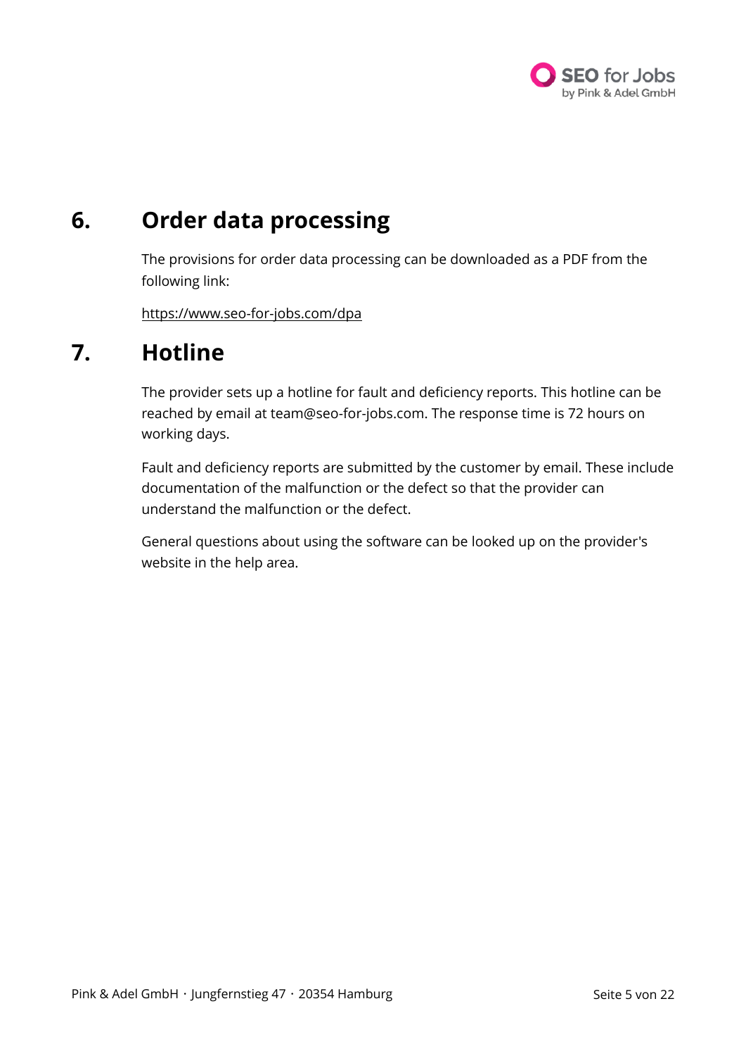## 6. Order data processing

The provisions for order data processing can be downloaded as a PDF from the following link:

https://www.seo-for-jobs.com/dpa

## 7. Hotline

The provider sets up a hotline for fault and deficiency reports. This hotline can be reached by email at team@seo-for-jobs.com. The response time is 72 hours on working days.

Fault and deficiency reports are submitted by the customer by email. These include documentation of the malfunction or the defect so that the provider can understand the malfunction or the defect.

General questions about using the software can be looked up on the provider's website in the help area.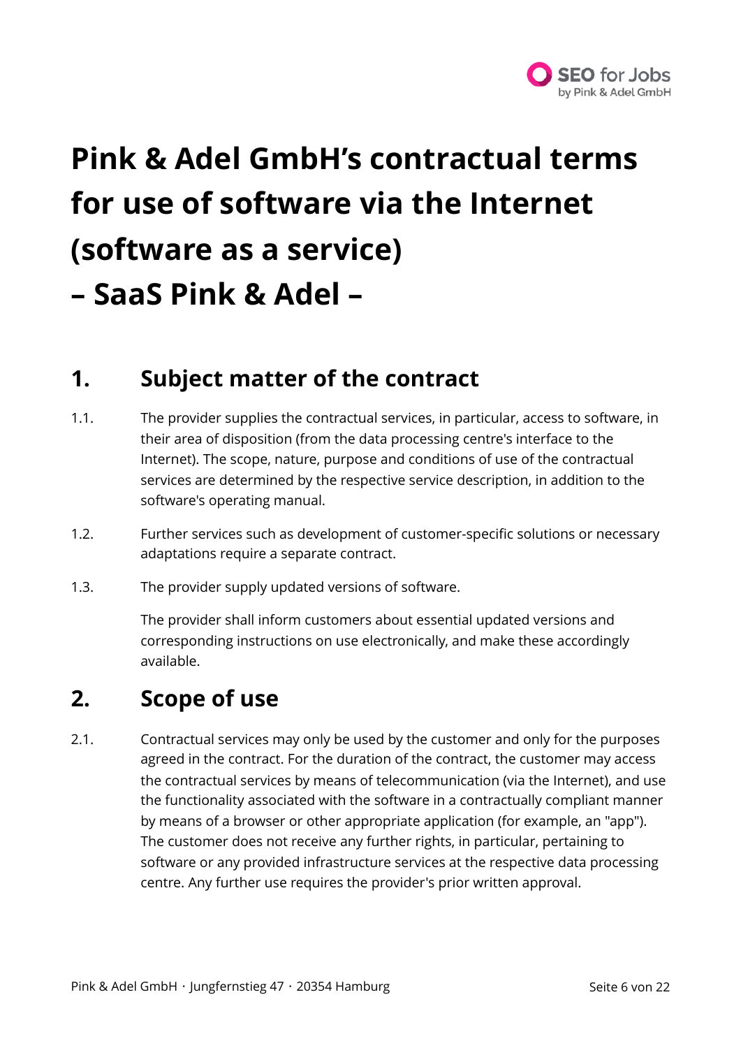# Pink & Adel GmbH's contractual terms for use of software via the Internet (software as a service) – SaaS Pink & Adel –

## 1. Subject matter of the contract

1.1. The provider supplies the contractual services, in particular, access to software, in their area of disposition (from the data processing centre's interface to the Internet). The scope, nature, purpose and conditions of use of the contractual services are determined by the respective service description, in addition to the software's operating manual.

1.2. Further services such as development of customer-specific solutions or necessary adaptations require a separate contract.

1.3. The provider supply updated versions of software.

The provider shall inform customers about essential updated versions and corresponding instructions on use electronically, and make these accordingly available.

## 2. Scope of use

2.1. Contractual services may only be used by the customer and only for the purposes agreed in the contract. For the duration of the contract, the customer may access the contractual services by means of telecommunication (via the Internet), and use the functionality associated with the software in a contractually compliant manner by means of a browser or other appropriate application (for example, an "app"). The customer does not receive any further rights, in particular, pertaining to software or any provided infrastructure services at the respective data processing centre. Any further use requires the provider's prior written approval.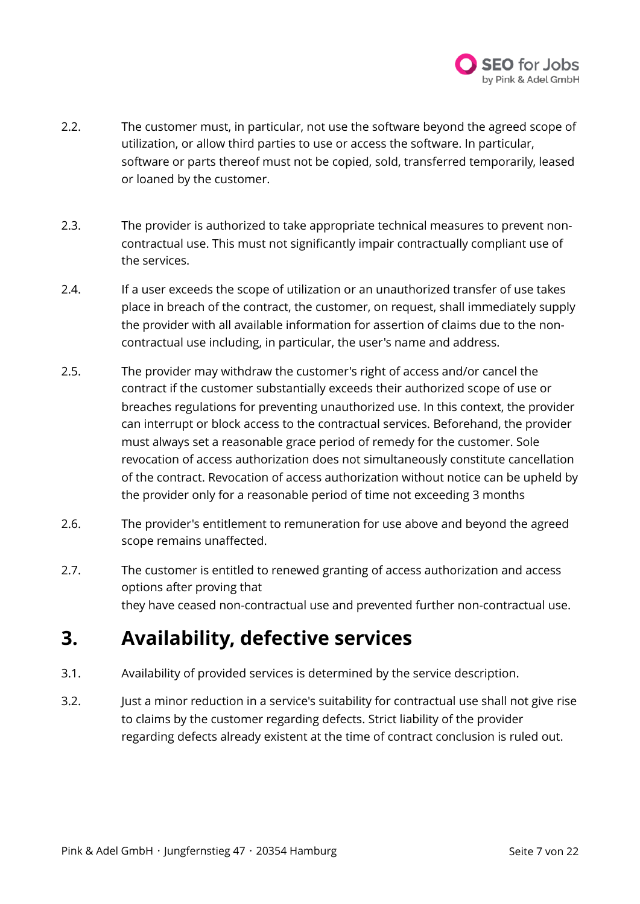2.2. The customer must, in particular, not use the software beyond the agreed scope of utilization, or allow third parties to use or access the software. In particular, software or parts thereof must not be copied, sold, transferred temporarily, leased or loaned by the customer.

2.3. The provider is authorized to take appropriate technical measures to prevent non-contractual use. This must not significantly impair contractually compliant use of the services.

2.4. If a user exceeds the scope of utilization or an unauthorized transfer of use takes place in breach of the contract, the customer, on request, shall immediately supply the provider with all available information for assertion of claims due to the non-contractual use including, in particular, the user's name and address.

2.5. The provider may withdraw the customer's right of access and/or cancel the contract if the customer substantially exceeds their authorized scope of use or breaches regulations for preventing unauthorized use. In this context, the provider can interrupt or block access to the contractual services. Beforehand, the provider must always set a reasonable grace period of remedy for the customer. Sole revocation of access authorization does not simultaneously constitute cancellation of the contract. Revocation of access authorization without notice can be upheld by the provider only for a reasonable period of time not exceeding 3 months

2.6. The provider's entitlement to remuneration for use above and beyond the agreed scope remains unaffected.

2.7. The customer is entitled to renewed granting of access authorization and access options after proving that
they have ceased non-contractual use and prevented further non-contractual use.

# 3. Availability, defective services

3.1. Availability of provided services is determined by the service description.

3.2. Just a minor reduction in a service's suitability for contractual use shall not give rise to claims by the customer regarding defects. Strict liability of the provider regarding defects already existent at the time of contract conclusion is ruled out.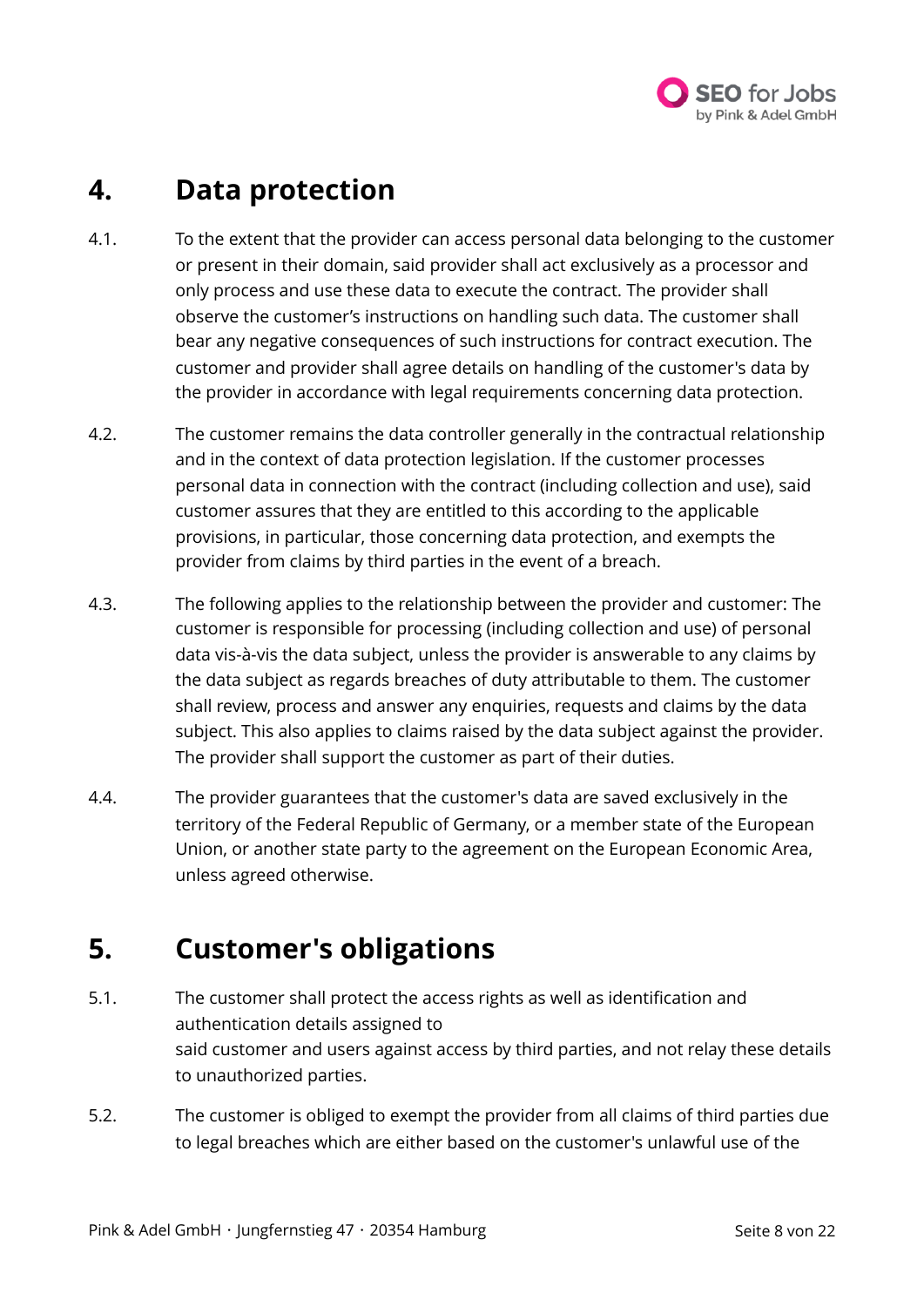## 4. Data protection

4.1. To the extent that the provider can access personal data belonging to the customer or present in their domain, said provider shall act exclusively as a processor and only process and use these data to execute the contract. The provider shall observe the customer's instructions on handling such data. The customer shall bear any negative consequences of such instructions for contract execution. The customer and provider shall agree details on handling of the customer's data by the provider in accordance with legal requirements concerning data protection.

4.2. The customer remains the data controller generally in the contractual relationship and in the context of data protection legislation. If the customer processes personal data in connection with the contract (including collection and use), said customer assures that they are entitled to this according to the applicable provisions, in particular, those concerning data protection, and exempts the provider from claims by third parties in the event of a breach.

4.3. The following applies to the relationship between the provider and customer: The customer is responsible for processing (including collection and use) of personal data vis-à-vis the data subject, unless the provider is answerable to any claims by the data subject as regards breaches of duty attributable to them. The customer shall review, process and answer any enquiries, requests and claims by the data subject. This also applies to claims raised by the data subject against the provider. The provider shall support the customer as part of their duties.

4.4. The provider guarantees that the customer's data are saved exclusively in the territory of the Federal Republic of Germany, or a member state of the European Union, or another state party to the agreement on the European Economic Area, unless agreed otherwise.

## 5. Customer's obligations

5.1. The customer shall protect the access rights as well as identification and authentication details assigned to
said customer and users against access by third parties, and not relay these details to unauthorized parties.

5.2. The customer is obliged to exempt the provider from all claims of third parties due to legal breaches which are either based on the customer's unlawful use of the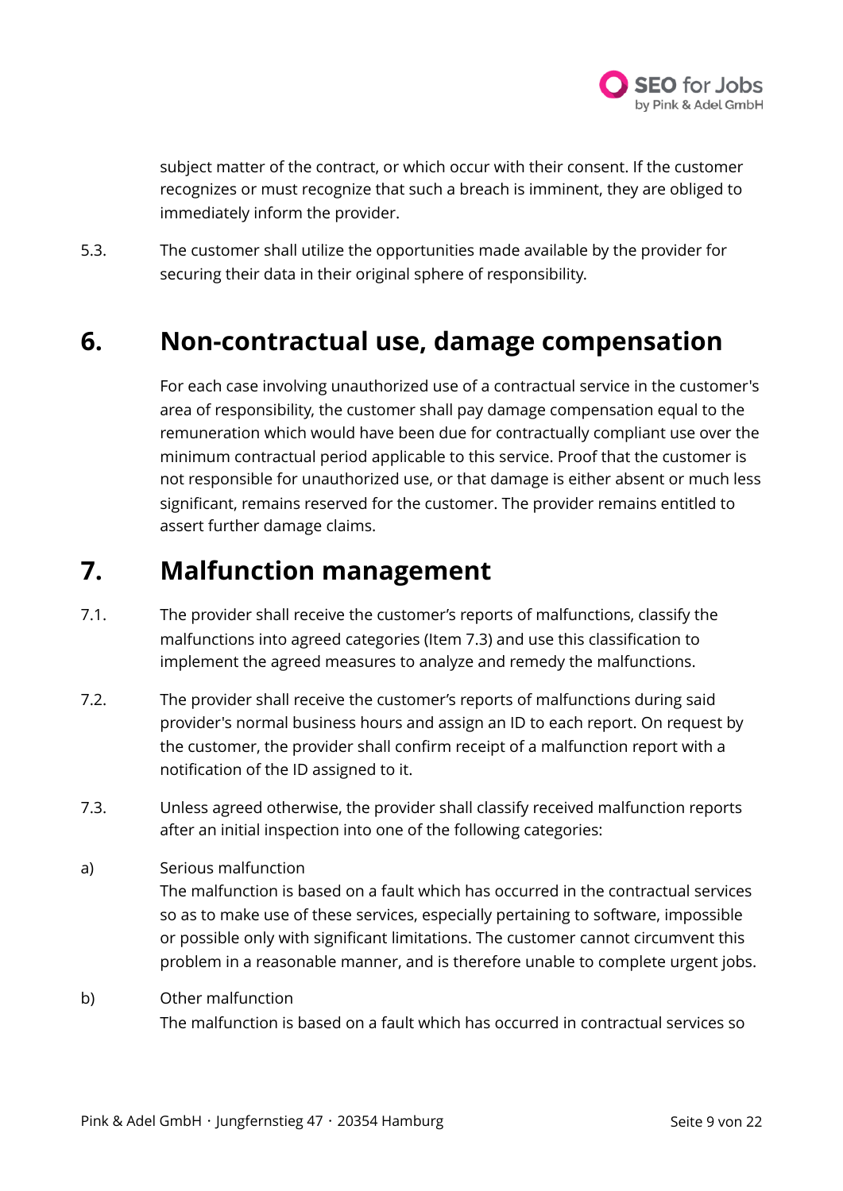subject matter of the contract, or which occur with their consent. If the customer recognizes or must recognize that such a breach is imminent, they are obliged to immediately inform the provider.

5.3. The customer shall utilize the opportunities made available by the provider for securing their data in their original sphere of responsibility.

## 6. Non-contractual use, damage compensation

For each case involving unauthorized use of a contractual service in the customer's area of responsibility, the customer shall pay damage compensation equal to the remuneration which would have been due for contractually compliant use over the minimum contractual period applicable to this service. Proof that the customer is not responsible for unauthorized use, or that damage is either absent or much less significant, remains reserved for the customer. The provider remains entitled to assert further damage claims.

## 7. Malfunction management

7.1. The provider shall receive the customer's reports of malfunctions, classify the malfunctions into agreed categories (Item 7.3) and use this classification to implement the agreed measures to analyze and remedy the malfunctions.

7.2. The provider shall receive the customer's reports of malfunctions during said provider's normal business hours and assign an ID to each report. On request by the customer, the provider shall confirm receipt of a malfunction report with a notification of the ID assigned to it.

7.3. Unless agreed otherwise, the provider shall classify received malfunction reports after an initial inspection into one of the following categories:

a) Serious malfunction
The malfunction is based on a fault which has occurred in the contractual services so as to make use of these services, especially pertaining to software, impossible or possible only with significant limitations. The customer cannot circumvent this problem in a reasonable manner, and is therefore unable to complete urgent jobs.

b) Other malfunction
The malfunction is based on a fault which has occurred in contractual services so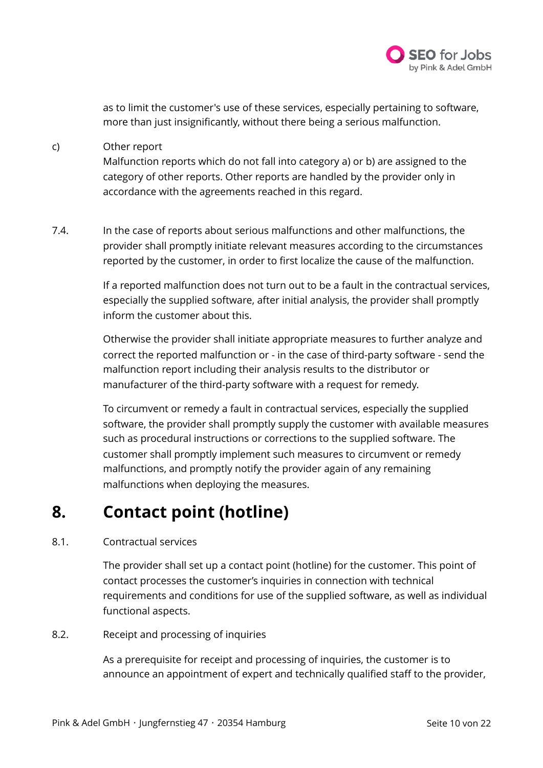as to limit the customer's use of these services, especially pertaining to software, more than just insignificantly, without there being a serious malfunction.

c) Other report

Malfunction reports which do not fall into category a) or b) are assigned to the category of other reports. Other reports are handled by the provider only in accordance with the agreements reached in this regard.

7.4. In the case of reports about serious malfunctions and other malfunctions, the provider shall promptly initiate relevant measures according to the circumstances reported by the customer, in order to first localize the cause of the malfunction.

If a reported malfunction does not turn out to be a fault in the contractual services, especially the supplied software, after initial analysis, the provider shall promptly inform the customer about this.

Otherwise the provider shall initiate appropriate measures to further analyze and correct the reported malfunction or - in the case of third-party software - send the malfunction report including their analysis results to the distributor or manufacturer of the third-party software with a request for remedy.

To circumvent or remedy a fault in contractual services, especially the supplied software, the provider shall promptly supply the customer with available measures such as procedural instructions or corrections to the supplied software. The customer shall promptly implement such measures to circumvent or remedy malfunctions, and promptly notify the provider again of any remaining malfunctions when deploying the measures.

# 8. Contact point (hotline)

8.1. Contractual services

The provider shall set up a contact point (hotline) for the customer. This point of contact processes the customer's inquiries in connection with technical requirements and conditions for use of the supplied software, as well as individual functional aspects.

8.2. Receipt and processing of inquiries

As a prerequisite for receipt and processing of inquiries, the customer is to announce an appointment of expert and technically qualified staff to the provider,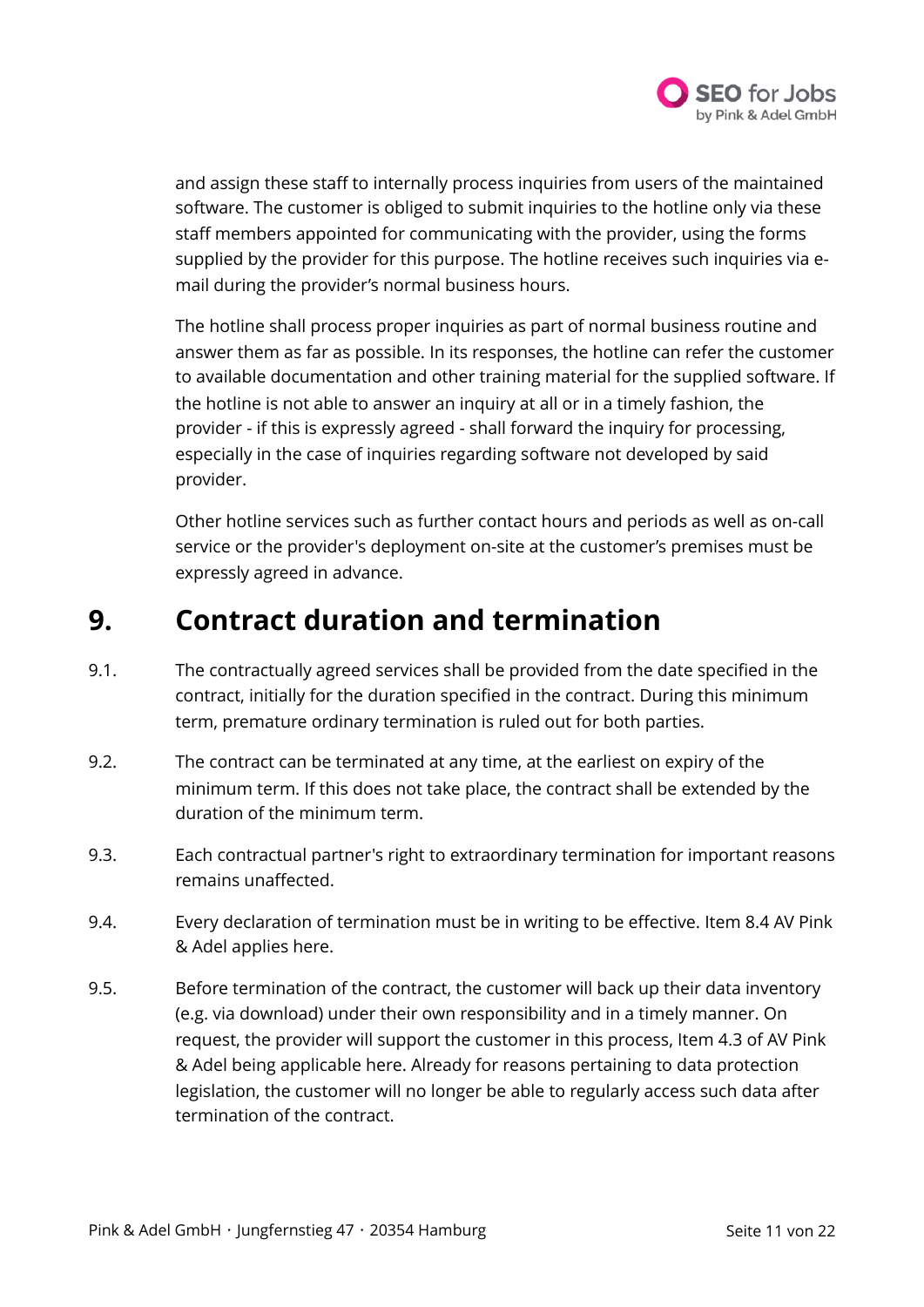and assign these staff to internally process inquiries from users of the maintained software. The customer is obliged to submit inquiries to the hotline only via these staff members appointed for communicating with the provider, using the forms supplied by the provider for this purpose. The hotline receives such inquiries via e-mail during the provider's normal business hours.

The hotline shall process proper inquiries as part of normal business routine and answer them as far as possible. In its responses, the hotline can refer the customer to available documentation and other training material for the supplied software. If the hotline is not able to answer an inquiry at all or in a timely fashion, the provider - if this is expressly agreed - shall forward the inquiry for processing, especially in the case of inquiries regarding software not developed by said provider.

Other hotline services such as further contact hours and periods as well as on-call service or the provider's deployment on-site at the customer's premises must be expressly agreed in advance.

# 9. Contract duration and termination

9.1. The contractually agreed services shall be provided from the date specified in the contract, initially for the duration specified in the contract. During this minimum term, premature ordinary termination is ruled out for both parties.

9.2. The contract can be terminated at any time, at the earliest on expiry of the minimum term. If this does not take place, the contract shall be extended by the duration of the minimum term.

9.3. Each contractual partner's right to extraordinary termination for important reasons remains unaffected.

9.4. Every declaration of termination must be in writing to be effective. Item 8.4 AV Pink & Adel applies here.

9.5. Before termination of the contract, the customer will back up their data inventory (e.g. via download) under their own responsibility and in a timely manner. On request, the provider will support the customer in this process, Item 4.3 of AV Pink & Adel being applicable here. Already for reasons pertaining to data protection legislation, the customer will no longer be able to regularly access such data after termination of the contract.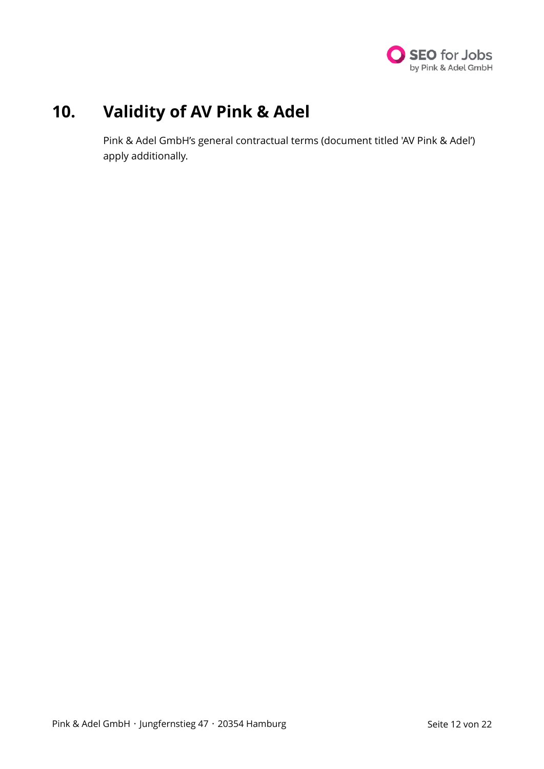## 10. Validity of AV Pink & Adel

Pink & Adel GmbH’s general contractual terms (document titled 'AV Pink & Adel’) apply additionally.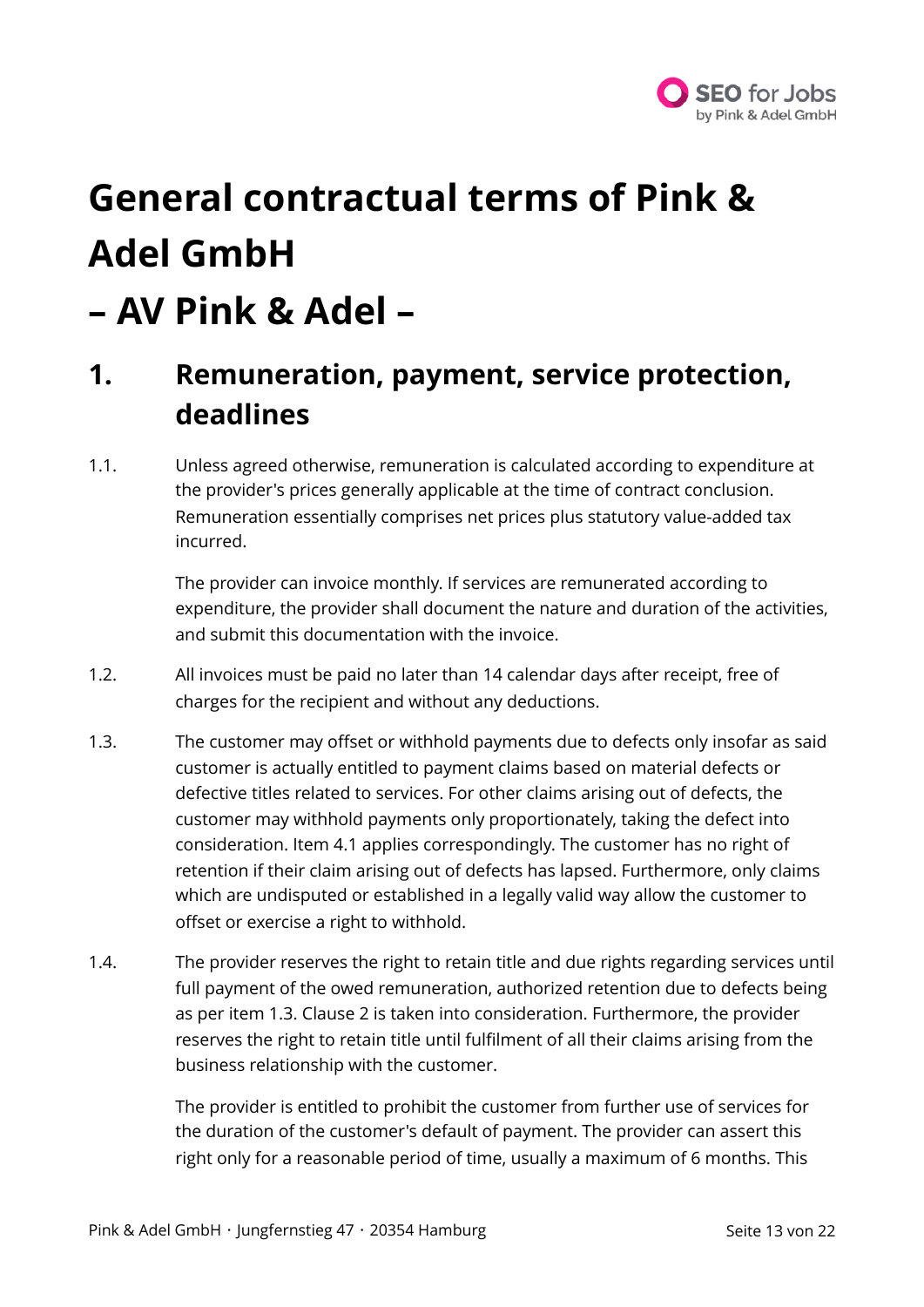# General contractual terms of Pink & Adel GmbH – AV Pink & Adel –

## 1. Remuneration, payment, service protection, deadlines

1.1. Unless agreed otherwise, remuneration is calculated according to expenditure at the provider's prices generally applicable at the time of contract conclusion. Remuneration essentially comprises net prices plus statutory value-added tax incurred.

The provider can invoice monthly. If services are remunerated according to expenditure, the provider shall document the nature and duration of the activities, and submit this documentation with the invoice.

1.2. All invoices must be paid no later than 14 calendar days after receipt, free of charges for the recipient and without any deductions.

1.3. The customer may offset or withhold payments due to defects only insofar as said customer is actually entitled to payment claims based on material defects or defective titles related to services. For other claims arising out of defects, the customer may withhold payments only proportionately, taking the defect into consideration. Item 4.1 applies correspondingly. The customer has no right of retention if their claim arising out of defects has lapsed. Furthermore, only claims which are undisputed or established in a legally valid way allow the customer to offset or exercise a right to withhold.

1.4. The provider reserves the right to retain title and due rights regarding services until full payment of the owed remuneration, authorized retention due to defects being as per item 1.3. Clause 2 is taken into consideration. Furthermore, the provider reserves the right to retain title until fulfilment of all their claims arising from the business relationship with the customer.

The provider is entitled to prohibit the customer from further use of services for the duration of the customer's default of payment. The provider can assert this right only for a reasonable period of time, usually a maximum of 6 months. This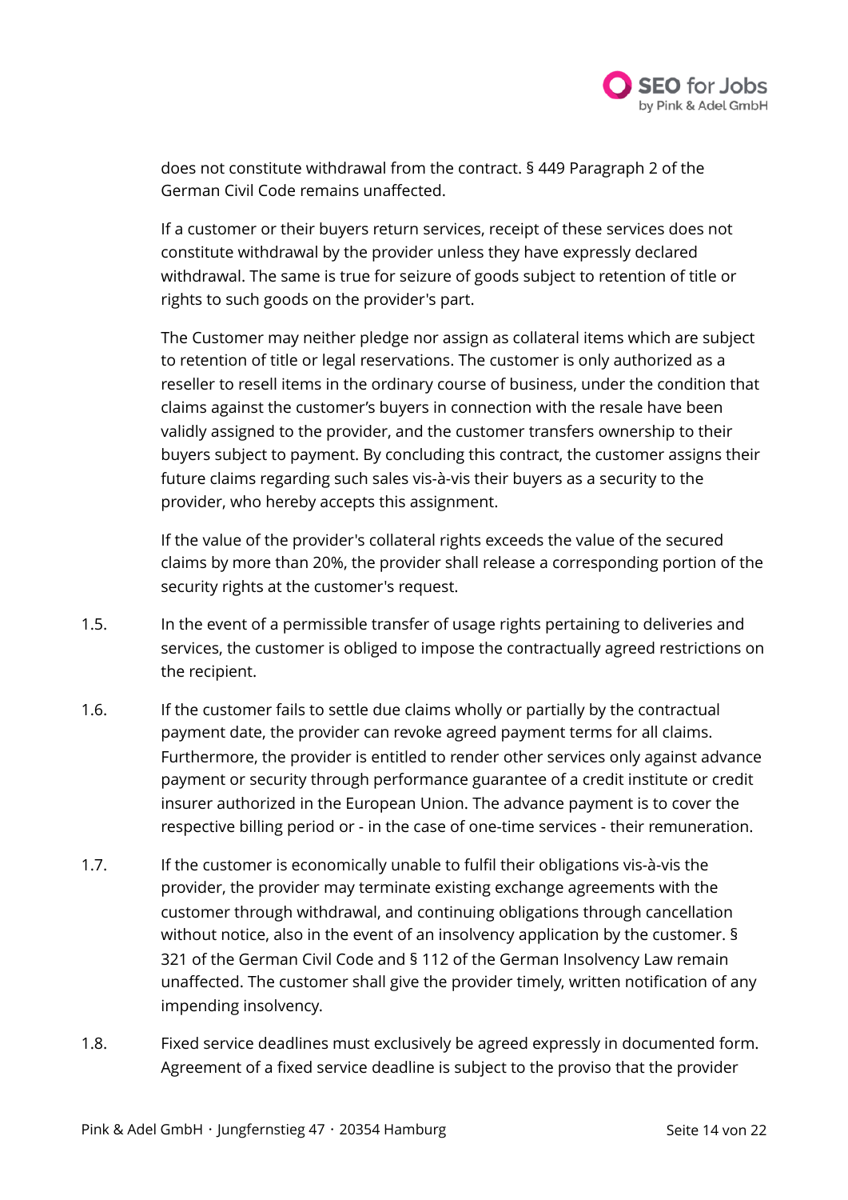does not constitute withdrawal from the contract. § 449 Paragraph 2 of the German Civil Code remains unaffected.

If a customer or their buyers return services, receipt of these services does not constitute withdrawal by the provider unless they have expressly declared withdrawal. The same is true for seizure of goods subject to retention of title or rights to such goods on the provider's part.

The Customer may neither pledge nor assign as collateral items which are subject to retention of title or legal reservations. The customer is only authorized as a reseller to resell items in the ordinary course of business, under the condition that claims against the customer's buyers in connection with the resale have been validly assigned to the provider, and the customer transfers ownership to their buyers subject to payment. By concluding this contract, the customer assigns their future claims regarding such sales vis-à-vis their buyers as a security to the provider, who hereby accepts this assignment.

If the value of the provider's collateral rights exceeds the value of the secured claims by more than 20%, the provider shall release a corresponding portion of the security rights at the customer's request.

1.5. In the event of a permissible transfer of usage rights pertaining to deliveries and services, the customer is obliged to impose the contractually agreed restrictions on the recipient.

1.6. If the customer fails to settle due claims wholly or partially by the contractual payment date, the provider can revoke agreed payment terms for all claims. Furthermore, the provider is entitled to render other services only against advance payment or security through performance guarantee of a credit institute or credit insurer authorized in the European Union. The advance payment is to cover the respective billing period or - in the case of one-time services - their remuneration.

1.7. If the customer is economically unable to fulfil their obligations vis-à-vis the provider, the provider may terminate existing exchange agreements with the customer through withdrawal, and continuing obligations through cancellation without notice, also in the event of an insolvency application by the customer. § 321 of the German Civil Code and § 112 of the German Insolvency Law remain unaffected. The customer shall give the provider timely, written notification of any impending insolvency.

1.8. Fixed service deadlines must exclusively be agreed expressly in documented form. Agreement of a fixed service deadline is subject to the proviso that the provider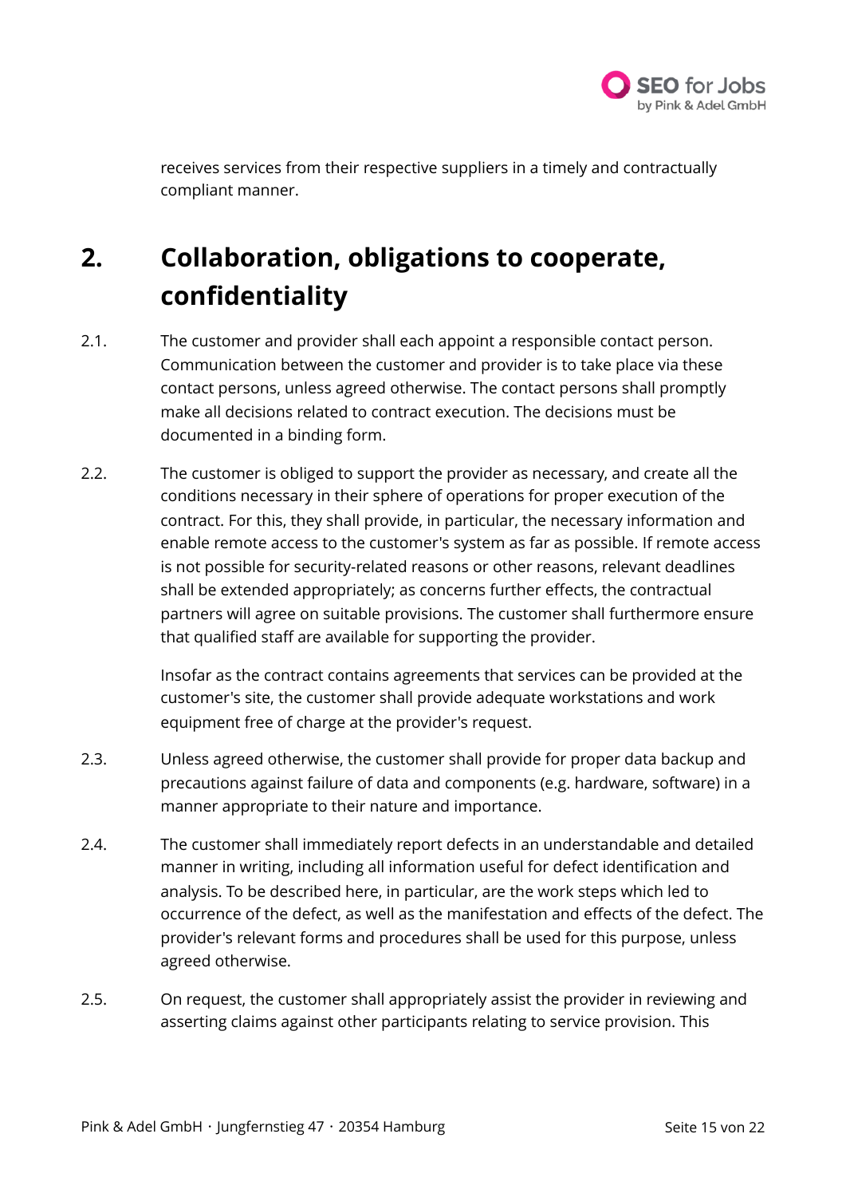receives services from their respective suppliers in a timely and contractually compliant manner.

# 2. Collaboration, obligations to cooperate, confidentiality

2.1. The customer and provider shall each appoint a responsible contact person. Communication between the customer and provider is to take place via these contact persons, unless agreed otherwise. The contact persons shall promptly make all decisions related to contract execution. The decisions must be documented in a binding form.

2.2. The customer is obliged to support the provider as necessary, and create all the conditions necessary in their sphere of operations for proper execution of the contract. For this, they shall provide, in particular, the necessary information and enable remote access to the customer's system as far as possible. If remote access is not possible for security-related reasons or other reasons, relevant deadlines shall be extended appropriately; as concerns further effects, the contractual partners will agree on suitable provisions. The customer shall furthermore ensure that qualified staff are available for supporting the provider.

Insofar as the contract contains agreements that services can be provided at the customer's site, the customer shall provide adequate workstations and work equipment free of charge at the provider's request.

2.3. Unless agreed otherwise, the customer shall provide for proper data backup and precautions against failure of data and components (e.g. hardware, software) in a manner appropriate to their nature and importance.

2.4. The customer shall immediately report defects in an understandable and detailed manner in writing, including all information useful for defect identification and analysis. To be described here, in particular, are the work steps which led to occurrence of the defect, as well as the manifestation and effects of the defect. The provider's relevant forms and procedures shall be used for this purpose, unless agreed otherwise.

2.5. On request, the customer shall appropriately assist the provider in reviewing and asserting claims against other participants relating to service provision. This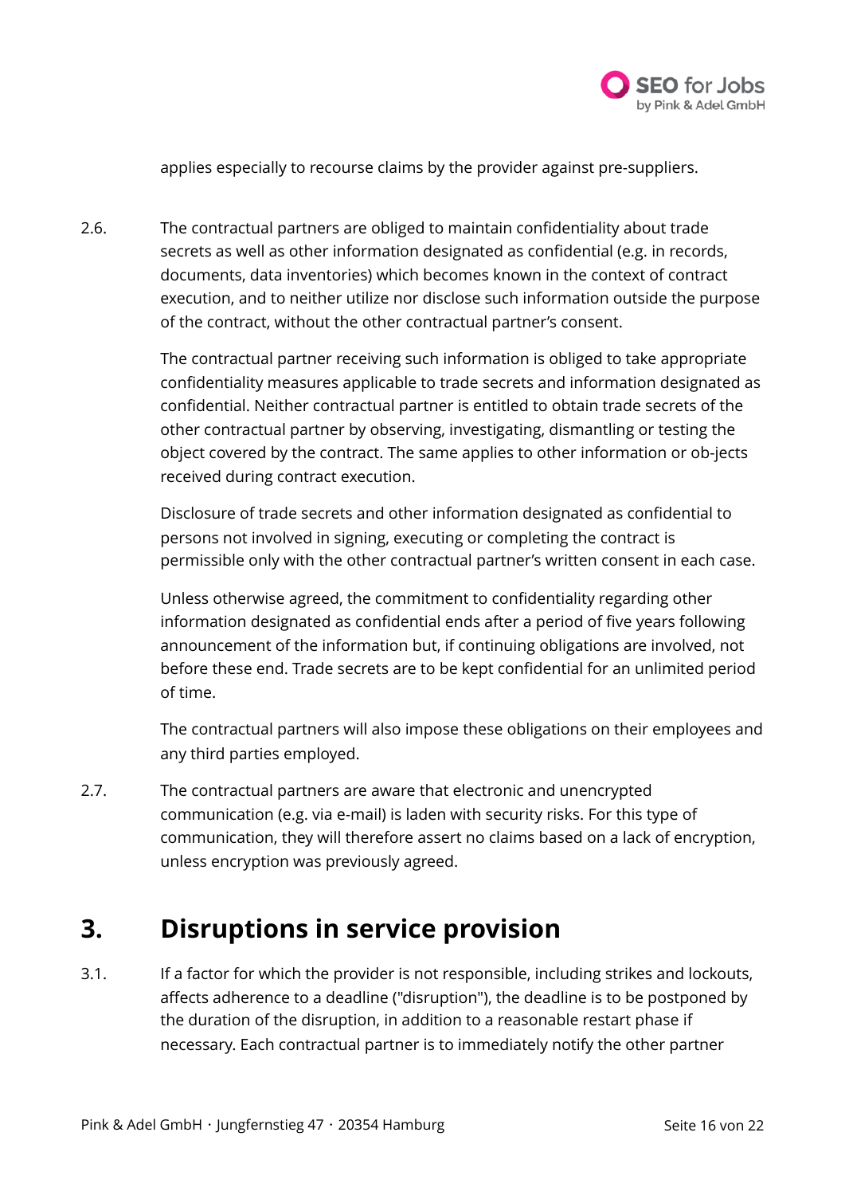applies especially to recourse claims by the provider against pre-suppliers.

2.6. The contractual partners are obliged to maintain confidentiality about trade secrets as well as other information designated as confidential (e.g. in records, documents, data inventories) which becomes known in the context of contract execution, and to neither utilize nor disclose such information outside the purpose of the contract, without the other contractual partner's consent.

The contractual partner receiving such information is obliged to take appropriate confidentiality measures applicable to trade secrets and information designated as confidential. Neither contractual partner is entitled to obtain trade secrets of the other contractual partner by observing, investigating, dismantling or testing the object covered by the contract. The same applies to other information or ob-jects received during contract execution.

Disclosure of trade secrets and other information designated as confidential to persons not involved in signing, executing or completing the contract is permissible only with the other contractual partner's written consent in each case.

Unless otherwise agreed, the commitment to confidentiality regarding other information designated as confidential ends after a period of five years following announcement of the information but, if continuing obligations are involved, not before these end. Trade secrets are to be kept confidential for an unlimited period of time.

The contractual partners will also impose these obligations on their employees and any third parties employed.

2.7. The contractual partners are aware that electronic and unencrypted communication (e.g. via e-mail) is laden with security risks. For this type of communication, they will therefore assert no claims based on a lack of encryption, unless encryption was previously agreed.

# 3. Disruptions in service provision

3.1. If a factor for which the provider is not responsible, including strikes and lockouts, affects adherence to a deadline ("disruption"), the deadline is to be postponed by the duration of the disruption, in addition to a reasonable restart phase if necessary. Each contractual partner is to immediately notify the other partner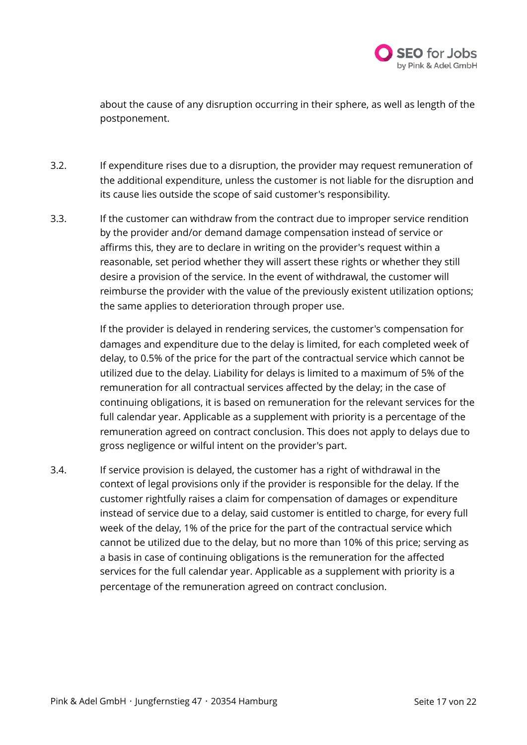about the cause of any disruption occurring in their sphere, as well as length of the postponement.

3.2. If expenditure rises due to a disruption, the provider may request remuneration of the additional expenditure, unless the customer is not liable for the disruption and its cause lies outside the scope of said customer's responsibility.

3.3. If the customer can withdraw from the contract due to improper service rendition by the provider and/or demand damage compensation instead of service or affirms this, they are to declare in writing on the provider's request within a reasonable, set period whether they will assert these rights or whether they still desire a provision of the service. In the event of withdrawal, the customer will reimburse the provider with the value of the previously existent utilization options; the same applies to deterioration through proper use.

If the provider is delayed in rendering services, the customer's compensation for damages and expenditure due to the delay is limited, for each completed week of delay, to 0.5% of the price for the part of the contractual service which cannot be utilized due to the delay. Liability for delays is limited to a maximum of 5% of the remuneration for all contractual services affected by the delay; in the case of continuing obligations, it is based on remuneration for the relevant services for the full calendar year. Applicable as a supplement with priority is a percentage of the remuneration agreed on contract conclusion. This does not apply to delays due to gross negligence or wilful intent on the provider's part.

3.4. If service provision is delayed, the customer has a right of withdrawal in the context of legal provisions only if the provider is responsible for the delay. If the customer rightfully raises a claim for compensation of damages or expenditure instead of service due to a delay, said customer is entitled to charge, for every full week of the delay, 1% of the price for the part of the contractual service which cannot be utilized due to the delay, but no more than 10% of this price; serving as a basis in case of continuing obligations is the remuneration for the affected services for the full calendar year. Applicable as a supplement with priority is a percentage of the remuneration agreed on contract conclusion.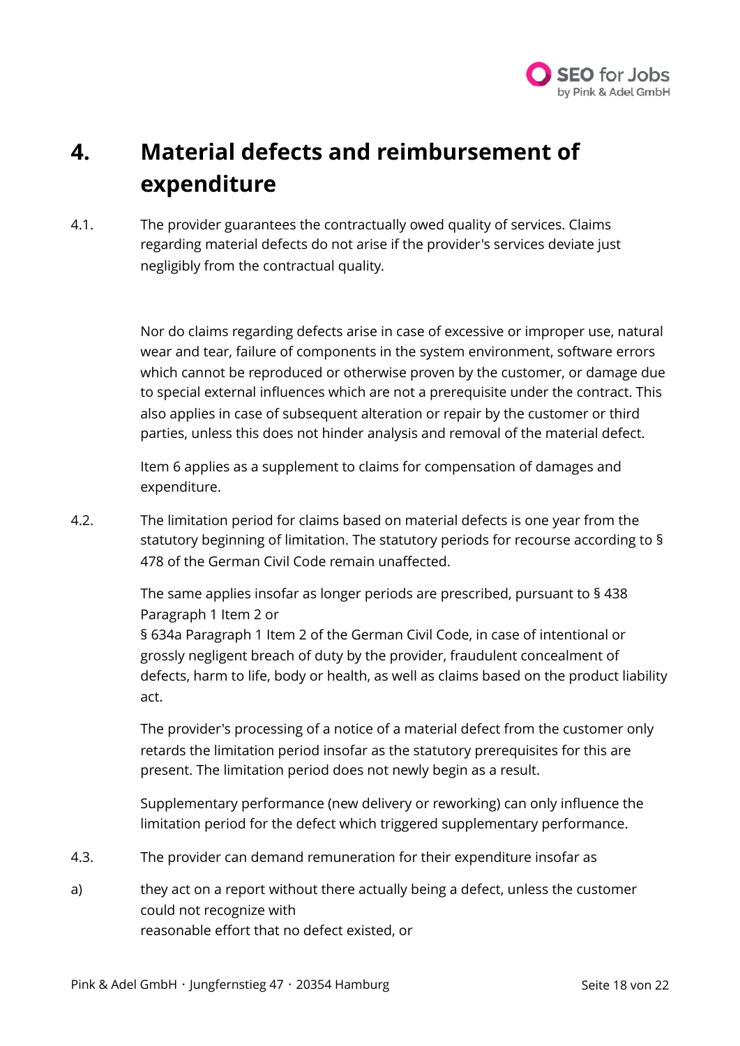# 4. Material defects and reimbursement of expenditure

4.1. The provider guarantees the contractually owed quality of services. Claims regarding material defects do not arise if the provider's services deviate just negligibly from the contractual quality.

Nor do claims regarding defects arise in case of excessive or improper use, natural wear and tear, failure of components in the system environment, software errors which cannot be reproduced or otherwise proven by the customer, or damage due to special external influences which are not a prerequisite under the contract. This also applies in case of subsequent alteration or repair by the customer or third parties, unless this does not hinder analysis and removal of the material defect.

Item 6 applies as a supplement to claims for compensation of damages and expenditure.

4.2. The limitation period for claims based on material defects is one year from the statutory beginning of limitation. The statutory periods for recourse according to § 478 of the German Civil Code remain unaffected.

The same applies insofar as longer periods are prescribed, pursuant to § 438 Paragraph 1 Item 2 or
§ 634a Paragraph 1 Item 2 of the German Civil Code, in case of intentional or grossly negligent breach of duty by the provider, fraudulent concealment of defects, harm to life, body or health, as well as claims based on the product liability act.

The provider's processing of a notice of a material defect from the customer only retards the limitation period insofar as the statutory prerequisites for this are present. The limitation period does not newly begin as a result.

Supplementary performance (new delivery or reworking) can only influence the limitation period for the defect which triggered supplementary performance.

4.3. The provider can demand remuneration for their expenditure insofar as

a) they act on a report without there actually being a defect, unless the customer could not recognize with
reasonable effort that no defect existed, or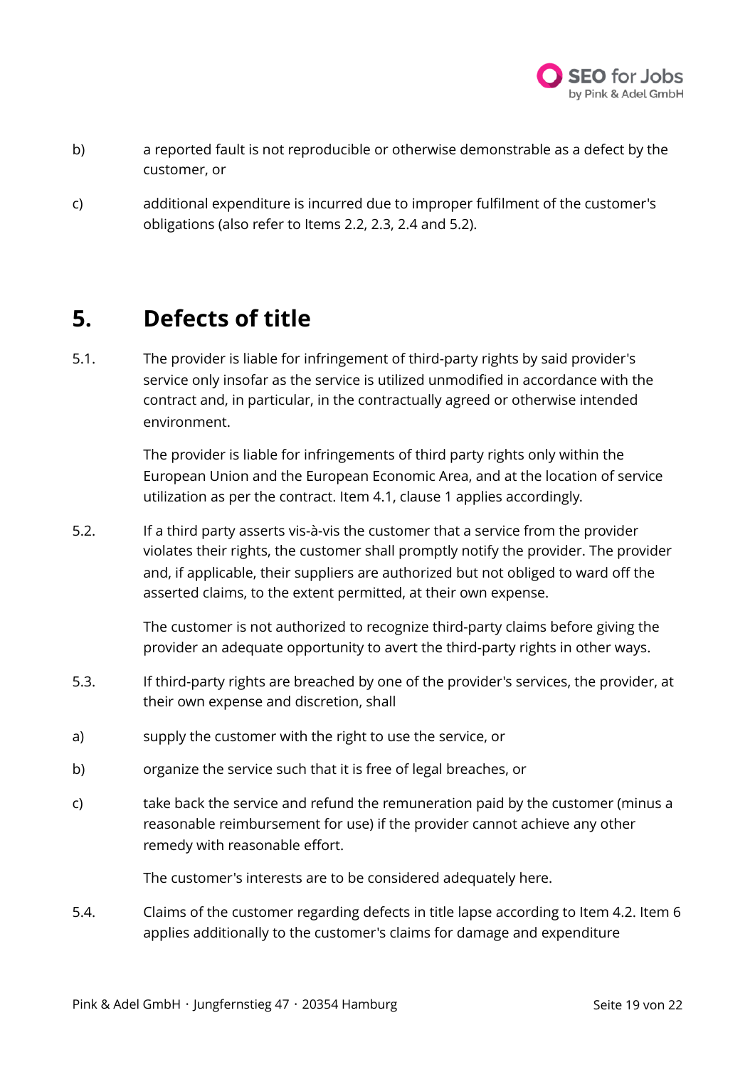b) a reported fault is not reproducible or otherwise demonstrable as a defect by the customer, or

c) additional expenditure is incurred due to improper fulfilment of the customer's obligations (also refer to Items 2.2, 2.3, 2.4 and 5.2).

## 5. Defects of title

5.1. The provider is liable for infringement of third-party rights by said provider's service only insofar as the service is utilized unmodified in accordance with the contract and, in particular, in the contractually agreed or otherwise intended environment.

The provider is liable for infringements of third party rights only within the European Union and the European Economic Area, and at the location of service utilization as per the contract. Item 4.1, clause 1 applies accordingly.

5.2. If a third party asserts vis-à-vis the customer that a service from the provider violates their rights, the customer shall promptly notify the provider. The provider and, if applicable, their suppliers are authorized but not obliged to ward off the asserted claims, to the extent permitted, at their own expense.

The customer is not authorized to recognize third-party claims before giving the provider an adequate opportunity to avert the third-party rights in other ways.

5.3. If third-party rights are breached by one of the provider's services, the provider, at their own expense and discretion, shall

a) supply the customer with the right to use the service, or

b) organize the service such that it is free of legal breaches, or

c) take back the service and refund the remuneration paid by the customer (minus a reasonable reimbursement for use) if the provider cannot achieve any other remedy with reasonable effort.

The customer's interests are to be considered adequately here.

5.4. Claims of the customer regarding defects in title lapse according to Item 4.2. Item 6 applies additionally to the customer's claims for damage and expenditure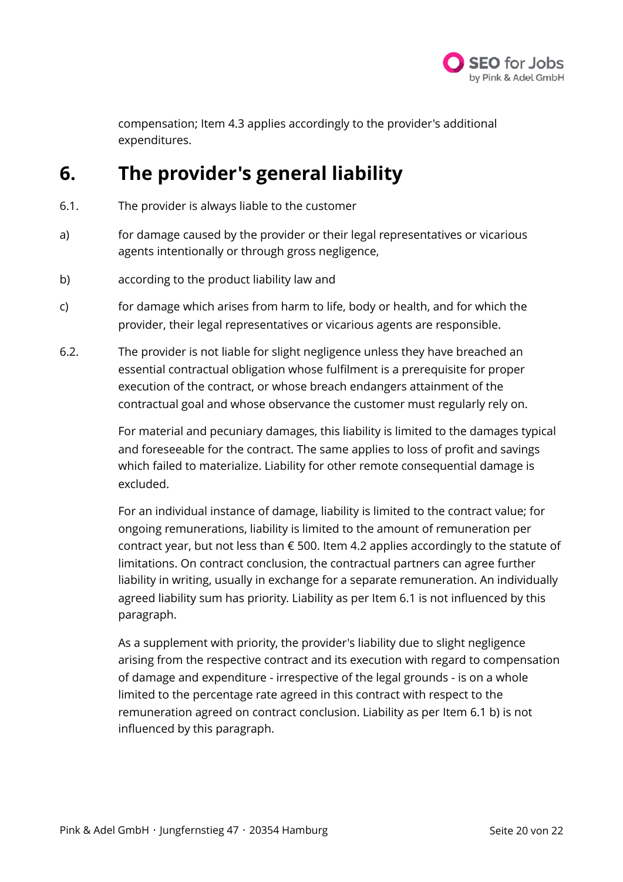compensation; Item 4.3 applies accordingly to the provider's additional expenditures.

# 6. The provider's general liability

6.1. The provider is always liable to the customer

a) for damage caused by the provider or their legal representatives or vicarious agents intentionally or through gross negligence,

b) according to the product liability law and

c) for damage which arises from harm to life, body or health, and for which the provider, their legal representatives or vicarious agents are responsible.

6.2. The provider is not liable for slight negligence unless they have breached an essential contractual obligation whose fulfilment is a prerequisite for proper execution of the contract, or whose breach endangers attainment of the contractual goal and whose observance the customer must regularly rely on.

For material and pecuniary damages, this liability is limited to the damages typical and foreseeable for the contract. The same applies to loss of profit and savings which failed to materialize. Liability for other remote consequential damage is excluded.

For an individual instance of damage, liability is limited to the contract value; for ongoing remunerations, liability is limited to the amount of remuneration per contract year, but not less than € 500. Item 4.2 applies accordingly to the statute of limitations. On contract conclusion, the contractual partners can agree further liability in writing, usually in exchange for a separate remuneration. An individually agreed liability sum has priority. Liability as per Item 6.1 is not influenced by this paragraph.

As a supplement with priority, the provider's liability due to slight negligence arising from the respective contract and its execution with regard to compensation of damage and expenditure - irrespective of the legal grounds - is on a whole limited to the percentage rate agreed in this contract with respect to the remuneration agreed on contract conclusion. Liability as per Item 6.1 b) is not influenced by this paragraph.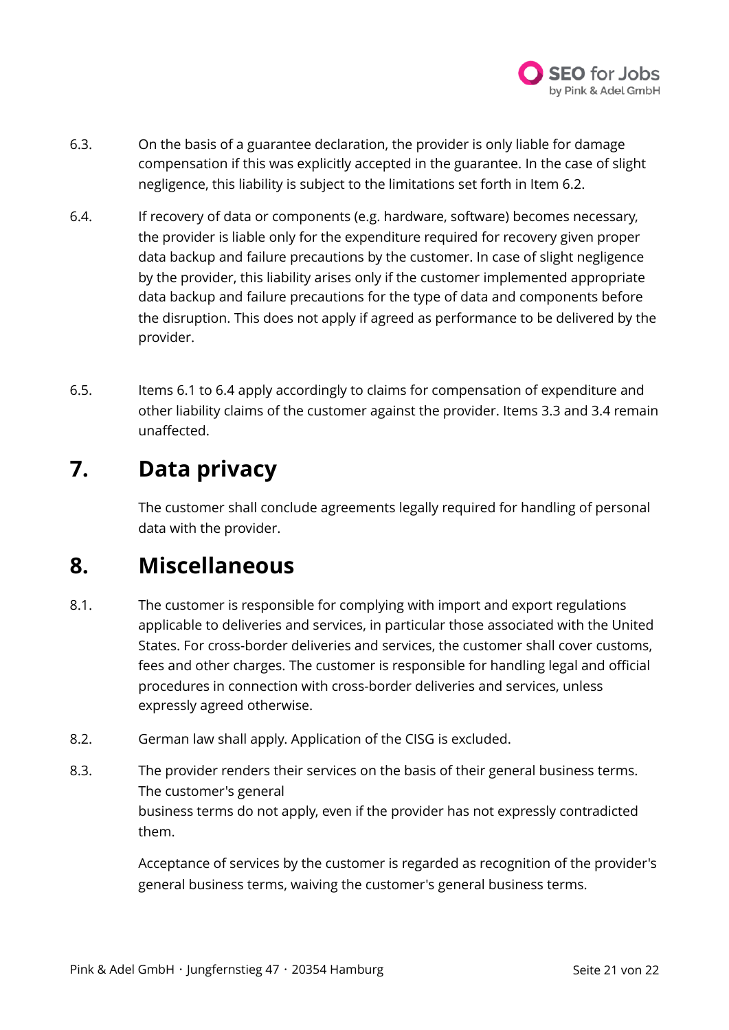6.3. On the basis of a guarantee declaration, the provider is only liable for damage compensation if this was explicitly accepted in the guarantee. In the case of slight negligence, this liability is subject to the limitations set forth in Item 6.2.

6.4. If recovery of data or components (e.g. hardware, software) becomes necessary, the provider is liable only for the expenditure required for recovery given proper data backup and failure precautions by the customer. In case of slight negligence by the provider, this liability arises only if the customer implemented appropriate data backup and failure precautions for the type of data and components before the disruption. This does not apply if agreed as performance to be delivered by the provider.

6.5. Items 6.1 to 6.4 apply accordingly to claims for compensation of expenditure and other liability claims of the customer against the provider. Items 3.3 and 3.4 remain unaffected.

# 7. Data privacy

The customer shall conclude agreements legally required for handling of personal data with the provider.

# 8. Miscellaneous

8.1. The customer is responsible for complying with import and export regulations applicable to deliveries and services, in particular those associated with the United States. For cross-border deliveries and services, the customer shall cover customs, fees and other charges. The customer is responsible for handling legal and official procedures in connection with cross-border deliveries and services, unless expressly agreed otherwise.

8.2. German law shall apply. Application of the CISG is excluded.

8.3. The provider renders their services on the basis of their general business terms. The customer's general business terms do not apply, even if the provider has not expressly contradicted them.

Acceptance of services by the customer is regarded as recognition of the provider's general business terms, waiving the customer's general business terms.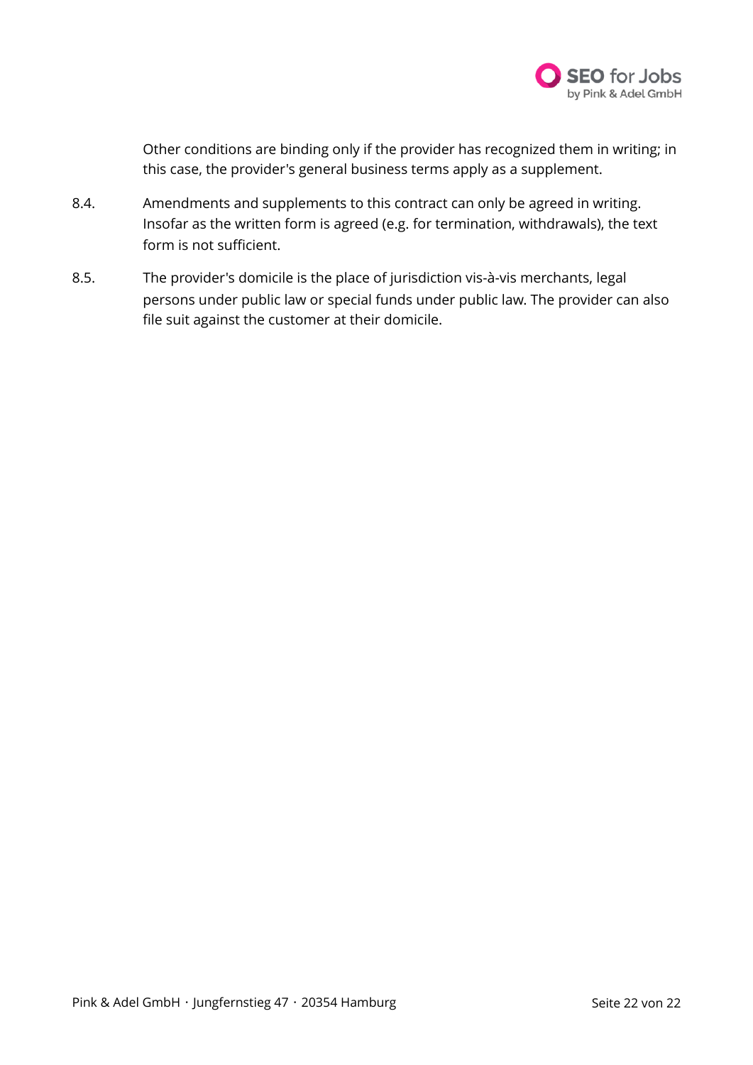Other conditions are binding only if the provider has recognized them in writing; in this case, the provider's general business terms apply as a supplement.

8.4. Amendments and supplements to this contract can only be agreed in writing. Insofar as the written form is agreed (e.g. for termination, withdrawals), the text form is not sufficient.

8.5. The provider's domicile is the place of jurisdiction vis-à-vis merchants, legal persons under public law or special funds under public law. The provider can also file suit against the customer at their domicile.